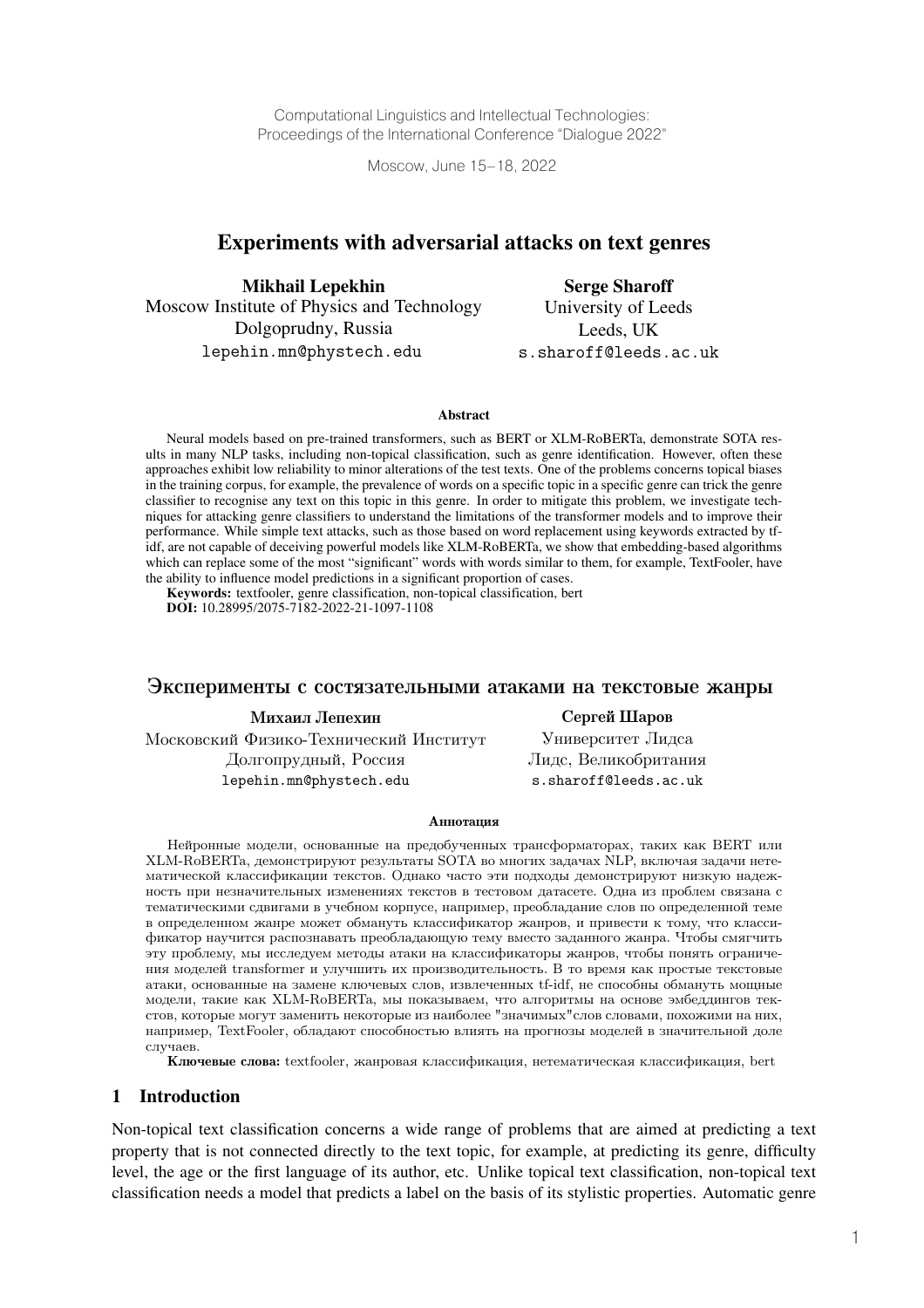Computational Linguistics and Intellectual Technologies:
Proceedings of the International Conference "Dialogue 2022"

Moscow, June 15–18, 2022

# Experiments with adversarial attacks on text genres

**Mikhail Lepekhin**
Moscow Institute of Physics and Technology
Dolgoprudny, Russia
lepehin.mn@phystech.edu

**Serge Sharoff**
University of Leeds
Leeds, UK
s.sharoff@leeds.ac.uk

**Abstract**

Neural models based on pre-trained transformers, such as BERT or XLM-RoBERTa, demonstrate SOTA results in many NLP tasks, including non-topical classification, such as genre identification. However, often these approaches exhibit low reliability to minor alterations of the test texts. One of the problems concerns topical biases in the training corpus, for example, the prevalence of words on a specific topic in a specific genre can trick the genre classifier to recognise any text on this topic in this genre. In order to mitigate this problem, we investigate techniques for attacking genre classifiers to understand the limitations of the transformer models and to improve their performance. While simple text attacks, such as those based on word replacement using keywords extracted by tf-idf, are not capable of deceiving powerful models like XLM-RoBERTa, we show that embedding-based algorithms which can replace some of the most "significant" words with words similar to them, for example, TextFooler, have the ability to influence model predictions in a significant proportion of cases.

**Keywords:** textfooler, genre classification, non-topical classification, bert
**DOI:** 10.28995/2075-7182-2022-21-1097-1108

# Эксперименты с состязательными атаками на текстовые жанры

**Михаил Лепехин**
Московский Физико-Технический Институт
Долгопрудный, Россия
lepehin.mn@phystech.edu

**Сергей Шаров**
Университет Лидса
Лидс, Великобритания
s.sharoff@leeds.ac.uk

**Аннотация**

Нейронные модели, основанные на предобученных трансформаторах, таких как BERT или XLM-RoBERTa, демонстрируют результаты SOTA во многих задачах NLP, включая задачи нетематической классификации текстов. Однако часто эти подходы демонстрируют низкую надежность при незначительных изменениях текстов в тестовом датасете. Одна из проблем связана с тематическими сдвигами в учебном корпусе, например, преобладание слов по определенной теме в определенном жанре может обмануть классификатор жанров, и привести к тому, что классификатор научится распознавать преобладающую тему вместо заданного жанра. Чтобы смягчить эту проблему, мы исследуем методы атаки на классификаторы жанров, чтобы понять ограничения моделей transformer и улучшить их производительность. В то время как простые текстовые атаки, основанные на замене ключевых слов, извлеченных tf-idf, не способны обмануть мощные модели, такие как XLM-RoBERTa, мы показываем, что алгоритмы на основе эмбеддингов текстов, которые могут заменить некоторые из наиболее "значимых"слов словами, похожими на них, например, TextFooler, обладают способностью влиять на прогнозы моделей в значительной доле случаев.

**Ключевые слова:** textfooler, жанровая классификация, нетематическая классификация, bert

## 1 Introduction

Non-topical text classification concerns a wide range of problems that are aimed at predicting a text property that is not connected directly to the text topic, for example, at predicting its genre, difficulty level, the age or the first language of its author, etc. Unlike topical text classification, non-topical text classification needs a model that predicts a label on the basis of its stylistic properties. Automatic genre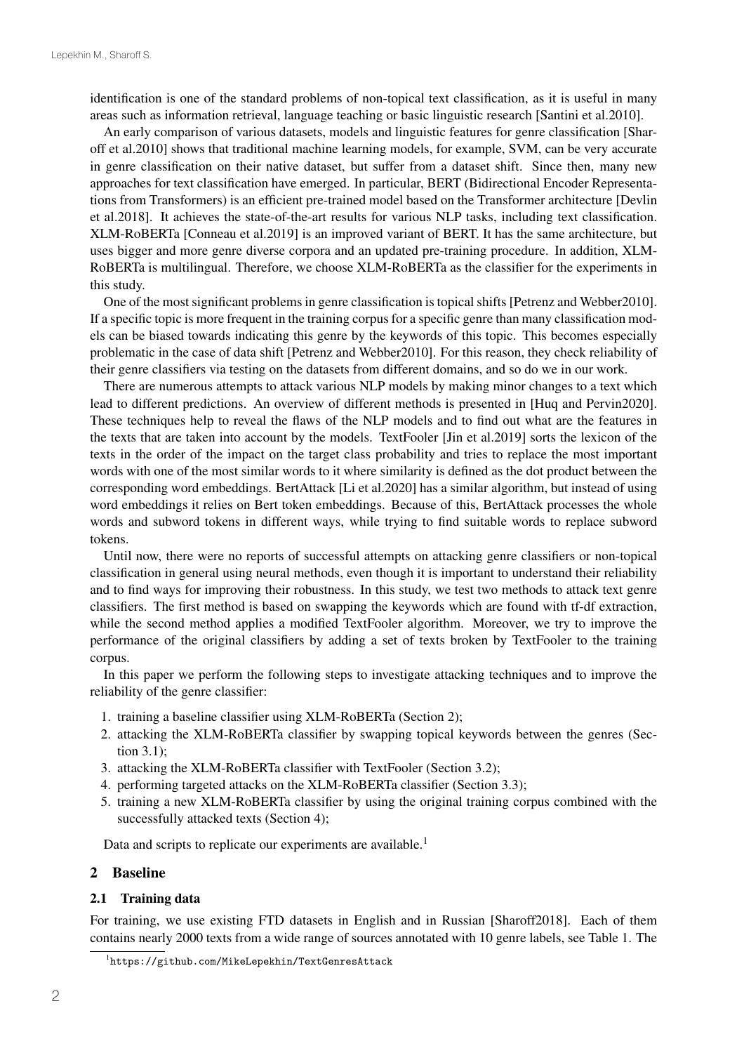identification is one of the standard problems of non-topical text classification, as it is useful in many areas such as information retrieval, language teaching or basic linguistic research [Santini et al.2010].

An early comparison of various datasets, models and linguistic features for genre classification [Sharoff et al.2010] shows that traditional machine learning models, for example, SVM, can be very accurate in genre classification on their native dataset, but suffer from a dataset shift. Since then, many new approaches for text classification have emerged. In particular, BERT (Bidirectional Encoder Representations from Transformers) is an efficient pre-trained model based on the Transformer architecture [Devlin et al.2018]. It achieves the state-of-the-art results for various NLP tasks, including text classification. XLM-RoBERTa [Conneau et al.2019] is an improved variant of BERT. It has the same architecture, but uses bigger and more genre diverse corpora and an updated pre-training procedure. In addition, XLM-RoBERTa is multilingual. Therefore, we choose XLM-RoBERTa as the classifier for the experiments in this study.

One of the most significant problems in genre classification is topical shifts [Petrenz and Webber2010]. If a specific topic is more frequent in the training corpus for a specific genre than many classification models can be biased towards indicating this genre by the keywords of this topic. This becomes especially problematic in the case of data shift [Petrenz and Webber2010]. For this reason, they check reliability of their genre classifiers via testing on the datasets from different domains, and so do we in our work.

There are numerous attempts to attack various NLP models by making minor changes to a text which lead to different predictions. An overview of different methods is presented in [Huq and Pervin2020]. These techniques help to reveal the flaws of the NLP models and to find out what are the features in the texts that are taken into account by the models. TextFooler [Jin et al.2019] sorts the lexicon of the texts in the order of the impact on the target class probability and tries to replace the most important words with one of the most similar words to it where similarity is defined as the dot product between the corresponding word embeddings. BertAttack [Li et al.2020] has a similar algorithm, but instead of using word embeddings it relies on Bert token embeddings. Because of this, BertAttack processes the whole words and subword tokens in different ways, while trying to find suitable words to replace subword tokens.

Until now, there were no reports of successful attempts on attacking genre classifiers or non-topical classification in general using neural methods, even though it is important to understand their reliability and to find ways for improving their robustness. In this study, we test two methods to attack text genre classifiers. The first method is based on swapping the keywords which are found with tf-df extraction, while the second method applies a modified TextFooler algorithm. Moreover, we try to improve the performance of the original classifiers by adding a set of texts broken by TextFooler to the training corpus.

In this paper we perform the following steps to investigate attacking techniques and to improve the reliability of the genre classifier:

1. training a baseline classifier using XLM-RoBERTa (Section 2);
2. attacking the XLM-RoBERTa classifier by swapping topical keywords between the genres (Section 3.1);
3. attacking the XLM-RoBERTa classifier with TextFooler (Section 3.2);
4. performing targeted attacks on the XLM-RoBERTa classifier (Section 3.3);
5. training a new XLM-RoBERTa classifier by using the original training corpus combined with the successfully attacked texts (Section 4);

Data and scripts to replicate our experiments are available.[1]

## 2 Baseline

### 2.1 Training data

For training, we use existing FTD datasets in English and in Russian [Sharoff2018]. Each of them contains nearly 2000 texts from a wide range of sources annotated with 10 genre labels, see Table 1. The

[1] https://github.com/MikeLepekhin/TextGenresAttack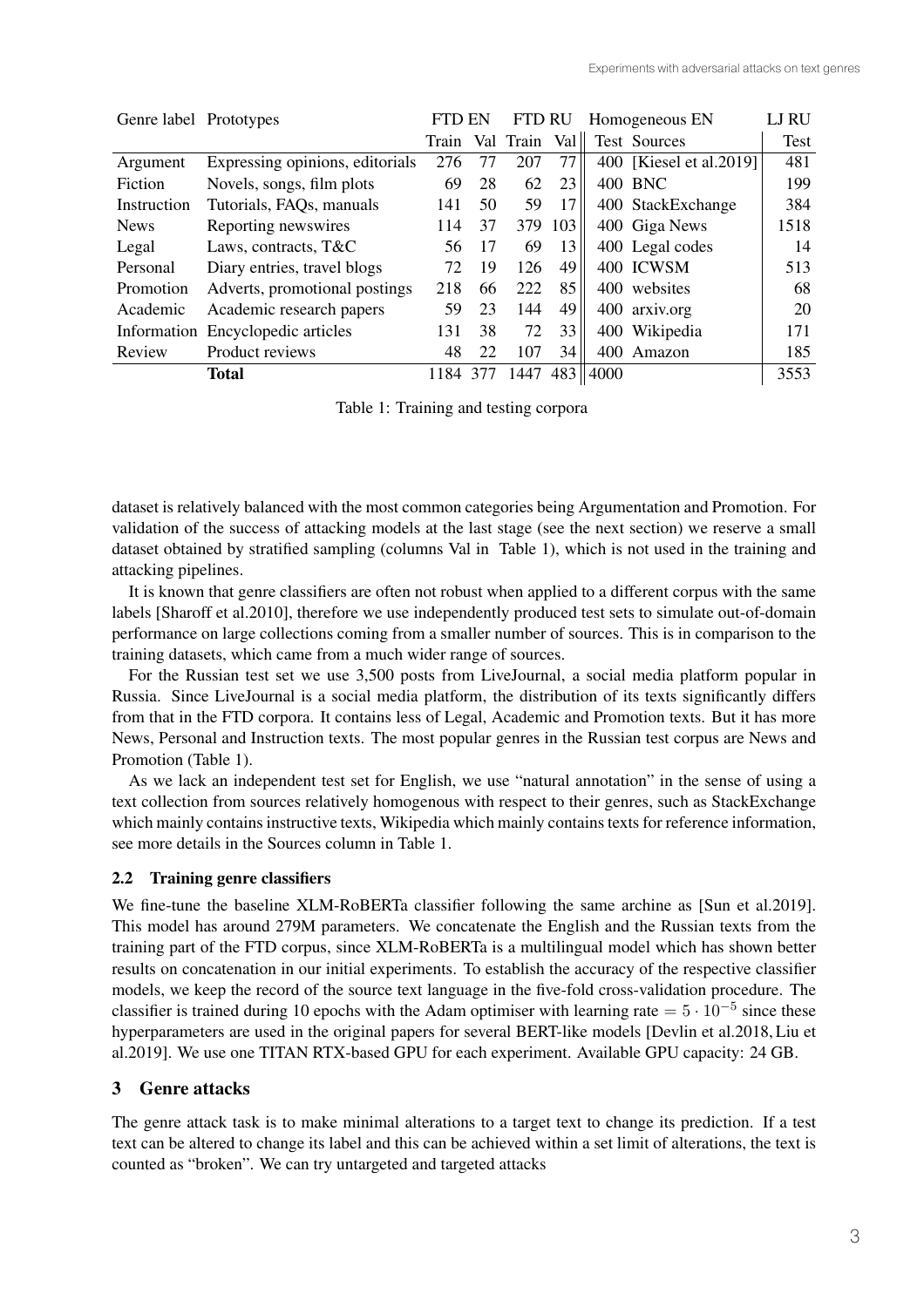| Genre label | Prototypes | FTD EN | | FTD RU | | Homogeneous EN | | LJ RU |
|---|---|---|---|---|---|---|---|---|
| | | Train | Val | Train | Val | Test | Sources | Test |
| Argument | Expressing opinions, editorials | 276 | 77 | 207 | 77 | 400 | [Kiesel et al.2019] | 481 |
| Fiction | Novels, songs, film plots | 69 | 28 | 62 | 23 | 400 | BNC | 199 |
| Instruction | Tutorials, FAQs, manuals | 141 | 50 | 59 | 17 | 400 | StackExchange | 384 |
| News | Reporting newswires | 114 | 37 | 379 | 103 | 400 | Giga News | 1518 |
| Legal | Laws, contracts, T&C | 56 | 17 | 69 | 13 | 400 | Legal codes | 14 |
| Personal | Diary entries, travel blogs | 72 | 19 | 126 | 49 | 400 | ICWSM | 513 |
| Promotion | Adverts, promotional postings | 218 | 66 | 222 | 85 | 400 | websites | 68 |
| Academic | Academic research papers | 59 | 23 | 144 | 49 | 400 | arxiv.org | 20 |
| Information | Encyclopedic articles | 131 | 38 | 72 | 33 | 400 | Wikipedia | 171 |
| Review | Product reviews | 48 | 22 | 107 | 34 | 400 | Amazon | 185 |
| | **Total** | 1184 | 377 | 1447 | 483 | 4000 | | 3553 |

Table 1: Training and testing corpora

dataset is relatively balanced with the most common categories being Argumentation and Promotion. For validation of the success of attacking models at the last stage (see the next section) we reserve a small dataset obtained by stratified sampling (columns Val in Table 1), which is not used in the training and attacking pipelines.

It is known that genre classifiers are often not robust when applied to a different corpus with the same labels [Sharoff et al.2010], therefore we use independently produced test sets to simulate out-of-domain performance on large collections coming from a smaller number of sources. This is in comparison to the training datasets, which came from a much wider range of sources.

For the Russian test set we use 3,500 posts from LiveJournal, a social media platform popular in Russia. Since LiveJournal is a social media platform, the distribution of its texts significantly differs from that in the FTD corpora. It contains less of Legal, Academic and Promotion texts. But it has more News, Personal and Instruction texts. The most popular genres in the Russian test corpus are News and Promotion (Table 1).

As we lack an independent test set for English, we use "natural annotation" in the sense of using a text collection from sources relatively homogenous with respect to their genres, such as StackExchange which mainly contains instructive texts, Wikipedia which mainly contains texts for reference information, see more details in the Sources column in Table 1.

### 2.2 Training genre classifiers

We fine-tune the baseline XLM-RoBERTa classifier following the same archine as [Sun et al.2019]. This model has around 279M parameters. We concatenate the English and the Russian texts from the training part of the FTD corpus, since XLM-RoBERTa is a multilingual model which has shown better results on concatenation in our initial experiments. To establish the accuracy of the respective classifier models, we keep the record of the source text language in the five-fold cross-validation procedure. The classifier is trained during 10 epochs with the Adam optimiser with learning rate $= 5 \cdot 10^{-5}$ since these hyperparameters are used in the original papers for several BERT-like models [Devlin et al.2018, Liu et al.2019]. We use one TITAN RTX-based GPU for each experiment. Available GPU capacity: 24 GB.

## 3 Genre attacks

The genre attack task is to make minimal alterations to a target text to change its prediction. If a test text can be altered to change its label and this can be achieved within a set limit of alterations, the text is counted as "broken". We can try untargeted and targeted attacks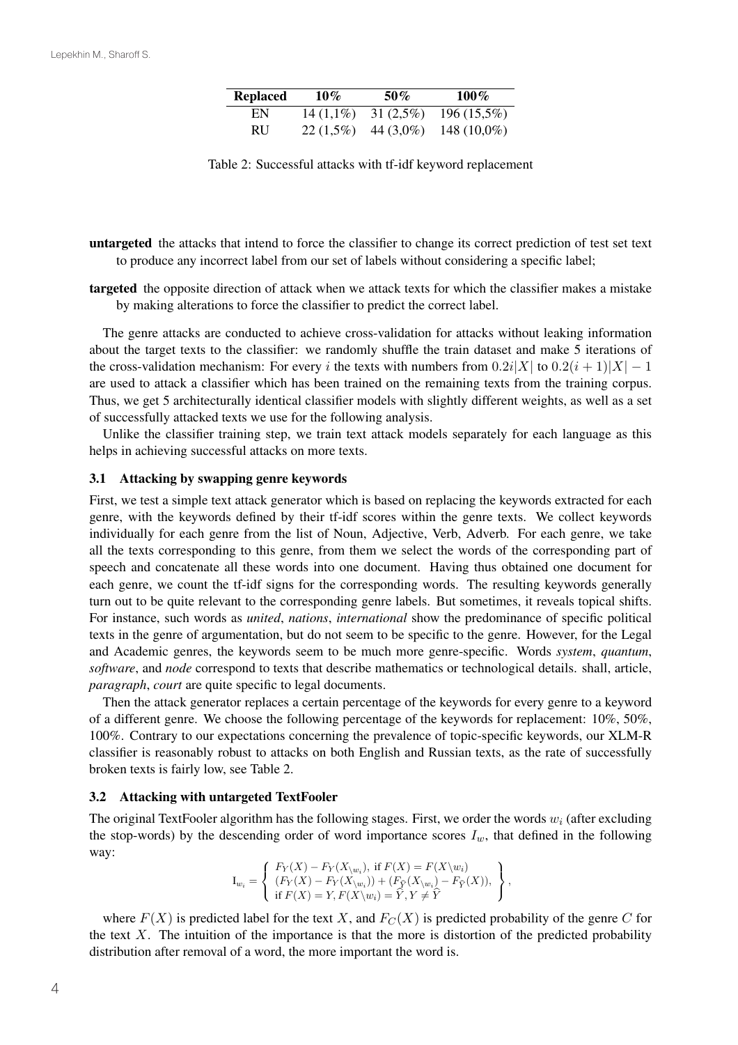| Replaced | 10% | 50% | 100% |
|---|---|---|---|
| EN | 14 (1,1%) | 31 (2,5%) | 196 (15,5%) |
| RU | 22 (1,5%) | 44 (3,0%) | 148 (10,0%) |

Table 2: Successful attacks with tf-idf keyword replacement

**untargeted** the attacks that intend to force the classifier to change its correct prediction of test set text to produce any incorrect label from our set of labels without considering a specific label;

**targeted** the opposite direction of attack when we attack texts for which the classifier makes a mistake by making alterations to force the classifier to predict the correct label.

The genre attacks are conducted to achieve cross-validation for attacks without leaking information about the target texts to the classifier: we randomly shuffle the train dataset and make 5 iterations of the cross-validation mechanism: For every $i$ the texts with numbers from $0.2i|X|$ to $0.2(i+1)|X|-1$ are used to attack a classifier which has been trained on the remaining texts from the training corpus. Thus, we get 5 architecturally identical classifier models with slightly different weights, as well as a set of successfully attacked texts we use for the following analysis.

Unlike the classifier training step, we train text attack models separately for each language as this helps in achieving successful attacks on more texts.

### 3.1 Attacking by swapping genre keywords

First, we test a simple text attack generator which is based on replacing the keywords extracted for each genre, with the keywords defined by their tf-idf scores within the genre texts. We collect keywords individually for each genre from the list of Noun, Adjective, Verb, Adverb. For each genre, we take all the texts corresponding to this genre, from them we select the words of the corresponding part of speech and concatenate all these words into one document. Having thus obtained one document for each genre, we count the tf-idf signs for the corresponding words. The resulting keywords generally turn out to be quite relevant to the corresponding genre labels. But sometimes, it reveals topical shifts. For instance, such words as *united*, *nations*, *international* show the predominance of specific political texts in the genre of argumentation, but do not seem to be specific to the genre. However, for the Legal and Academic genres, the keywords seem to be much more genre-specific. Words *system*, *quantum*, *software*, and *node* correspond to texts that describe mathematics or technological details. shall, article, *paragraph*, *court* are quite specific to legal documents.

Then the attack generator replaces a certain percentage of the keywords for every genre to a keyword of a different genre. We choose the following percentage of the keywords for replacement: 10%, 50%, 100%. Contrary to our expectations concerning the prevalence of topic-specific keywords, our XLM-R classifier is reasonably robust to attacks on both English and Russian texts, as the rate of successfully broken texts is fairly low, see Table 2.

### 3.2 Attacking with untargeted TextFooler

The original TextFooler algorithm has the following stages. First, we order the words $w_i$ (after excluding the stop-words) by the descending order of word importance scores $I_w$, that defined in the following way:

$$
\mathrm{I}_{w_i} = \left\{ \begin{array}{l} F_Y(X) - F_Y(X_{\setminus w_i}), \text{ if } F(X) = F(X \setminus w_i) \\ (F_Y(X) - F_Y(X_{\setminus w_i})) + (F_{\widehat{Y}}(X_{\setminus w_i}) - F_{\widehat{Y}}(X)), \\ \text{if } F(X) = Y, F(X \setminus w_i) = \widehat{Y}, Y \neq \widehat{Y} \end{array} \right\},
$$

where $F(X)$ is predicted label for the text $X$, and $F_C(X)$ is predicted probability of the genre $C$ for the text $X$. The intuition of the importance is that the more is distortion of the predicted probability distribution after removal of a word, the more important the word is.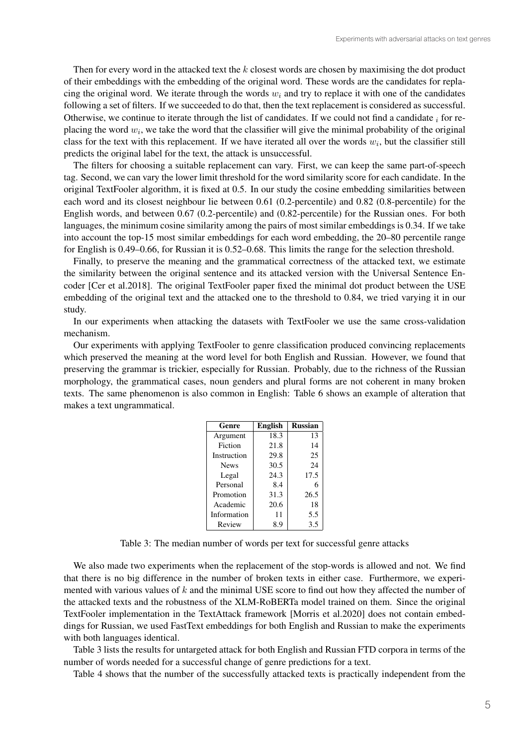Then for every word in the attacked text the $k$ closest words are chosen by maximising the dot product of their embeddings with the embedding of the original word. These words are the candidates for replacing the original word. We iterate through the words $w_i$ and try to replace it with one of the candidates following a set of filters. If we succeeded to do that, then the text replacement is considered as successful. Otherwise, we continue to iterate through the list of candidates. If we could not find a candidate $_i$ for replacing the word $w_i$, we take the word that the classifier will give the minimal probability of the original class for the text with this replacement. If we have iterated all over the words $w_i$, but the classifier still predicts the original label for the text, the attack is unsuccessful.

The filters for choosing a suitable replacement can vary. First, we can keep the same part-of-speech tag. Second, we can vary the lower limit threshold for the word similarity score for each candidate. In the original TextFooler algorithm, it is fixed at 0.5. In our study the cosine embedding similarities between each word and its closest neighbour lie between 0.61 (0.2-percentile) and 0.82 (0.8-percentile) for the English words, and between 0.67 (0.2-percentile) and (0.82-percentile) for the Russian ones. For both languages, the minimum cosine similarity among the pairs of most similar embeddings is 0.34. If we take into account the top-15 most similar embeddings for each word embedding, the 20–80 percentile range for English is 0.49–0.66, for Russian it is 0.52–0.68. This limits the range for the selection threshold.

Finally, to preserve the meaning and the grammatical correctness of the attacked text, we estimate the similarity between the original sentence and its attacked version with the Universal Sentence Encoder [Cer et al.2018]. The original TextFooler paper fixed the minimal dot product between the USE embedding of the original text and the attacked one to the threshold to 0.84, we tried varying it in our study.

In our experiments when attacking the datasets with TextFooler we use the same cross-validation mechanism.

Our experiments with applying TextFooler to genre classification produced convincing replacements which preserved the meaning at the word level for both English and Russian. However, we found that preserving the grammar is trickier, especially for Russian. Probably, due to the richness of the Russian morphology, the grammatical cases, noun genders and plural forms are not coherent in many broken texts. The same phenomenon is also common in English: Table 6 shows an example of alteration that makes a text ungrammatical.

| Genre | English | Russian |
|---|---|---|
| Argument | 18.3 | 13 |
| Fiction | 21.8 | 14 |
| Instruction | 29.8 | 25 |
| News | 30.5 | 24 |
| Legal | 24.3 | 17.5 |
| Personal | 8.4 | 6 |
| Promotion | 31.3 | 26.5 |
| Academic | 20.6 | 18 |
| Information | 11 | 5.5 |
| Review | 8.9 | 3.5 |

Table 3: The median number of words per text for successful genre attacks

We also made two experiments when the replacement of the stop-words is allowed and not. We find that there is no big difference in the number of broken texts in either case. Furthermore, we experimented with various values of $k$ and the minimal USE score to find out how they affected the number of the attacked texts and the robustness of the XLM-RoBERTa model trained on them. Since the original TextFooler implementation in the TextAttack framework [Morris et al.2020] does not contain embeddings for Russian, we used FastText embeddings for both English and Russian to make the experiments with both languages identical.

Table 3 lists the results for untargeted attack for both English and Russian FTD corpora in terms of the number of words needed for a successful change of genre predictions for a text.

Table 4 shows that the number of the successfully attacked texts is practically independent from the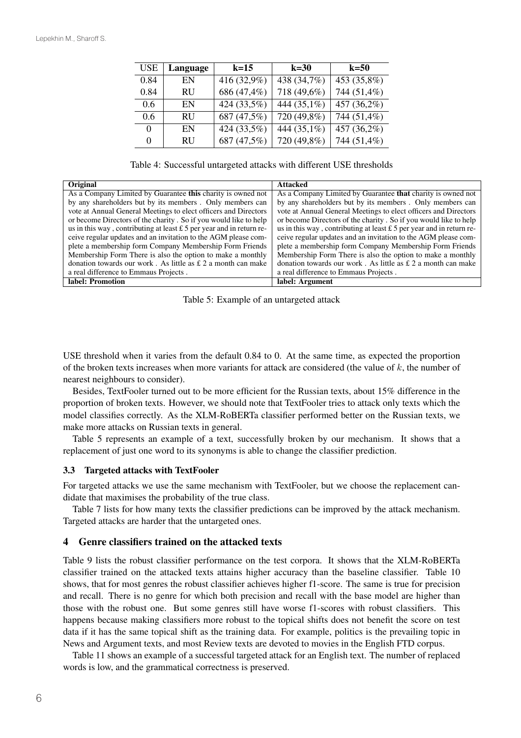| USE | Language | k=15 | k=30 | k=50 |
|---|---|---|---|---|
| 0.84 | EN | 416 (32,9%) | 438 (34,7%) | 453 (35,8%) |
| 0.84 | RU | 686 (47,4%) | 718 (49,6%) | 744 (51,4%) |
| 0.6 | EN | 424 (33,5%) | 444 (35,1%) | 457 (36,2%) |
| 0.6 | RU | 687 (47,5%) | 720 (49,8%) | 744 (51,4%) |
| 0 | EN | 424 (33,5%) | 444 (35,1%) | 457 (36,2%) |
| 0 | RU | 687 (47,5%) | 720 (49,8%) | 744 (51,4%) |

Table 4: Successful untargeted attacks with different USE thresholds

| Original | Attacked |
|---|---|
| As a Company Limited by Guarantee **this** charity is owned not by any shareholders but by its members . Only members can vote at Annual General Meetings to elect officers and Directors or become Directors of the charity . So if you would like to help us in this way , contributing at least £ 5 per year and in return receive regular updates and an invitation to the AGM please complete a membership form Company Membership Form Friends Membership Form There is also the option to make a monthly donation towards our work . As little as £ 2 a month can make a real difference to Emmaus Projects . | As a Company Limited by Guarantee **that** charity is owned not by any shareholders but by its members . Only members can vote at Annual General Meetings to elect officers and Directors or become Directors of the charity . So if you would like to help us in this way , contributing at least £ 5 per year and in return receive regular updates and an invitation to the AGM please complete a membership form Company Membership Form Friends Membership Form There is also the option to make a monthly donation towards our work . As little as £ 2 a month can make a real difference to Emmaus Projects . |
| **label: Promotion** | **label: Argument** |

Table 5: Example of an untargeted attack

USE threshold when it varies from the default 0.84 to 0. At the same time, as expected the proportion of the broken texts increases when more variants for attack are considered (the value of $k$, the number of nearest neighbours to consider).

Besides, TextFooler turned out to be more efficient for the Russian texts, about 15% difference in the proportion of broken texts. However, we should note that TextFooler tries to attack only texts which the model classifies correctly. As the XLM-RoBERTa classifier performed better on the Russian texts, we make more attacks on Russian texts in general.

Table 5 represents an example of a text, successfully broken by our mechanism. It shows that a replacement of just one word to its synonyms is able to change the classifier prediction.

### 3.3 Targeted attacks with TextFooler

For targeted attacks we use the same mechanism with TextFooler, but we choose the replacement candidate that maximises the probability of the true class.

Table 7 lists for how many texts the classifier predictions can be improved by the attack mechanism. Targeted attacks are harder that the untargeted ones.

## 4 Genre classifiers trained on the attacked texts

Table 9 lists the robust classifier performance on the test corpora. It shows that the XLM-RoBERTa classifier trained on the attacked texts attains higher accuracy than the baseline classifier. Table 10 shows, that for most genres the robust classifier achieves higher f1-score. The same is true for precision and recall. There is no genre for which both precision and recall with the base model are higher than those with the robust one. But some genres still have worse f1-scores with robust classifiers. This happens because making classifiers more robust to the topical shifts does not benefit the score on test data if it has the same topical shift as the training data. For example, politics is the prevailing topic in News and Argument texts, and most Review texts are devoted to movies in the English FTD corpus.

Table 11 shows an example of a successful targeted attack for an English text. The number of replaced words is low, and the grammatical correctness is preserved.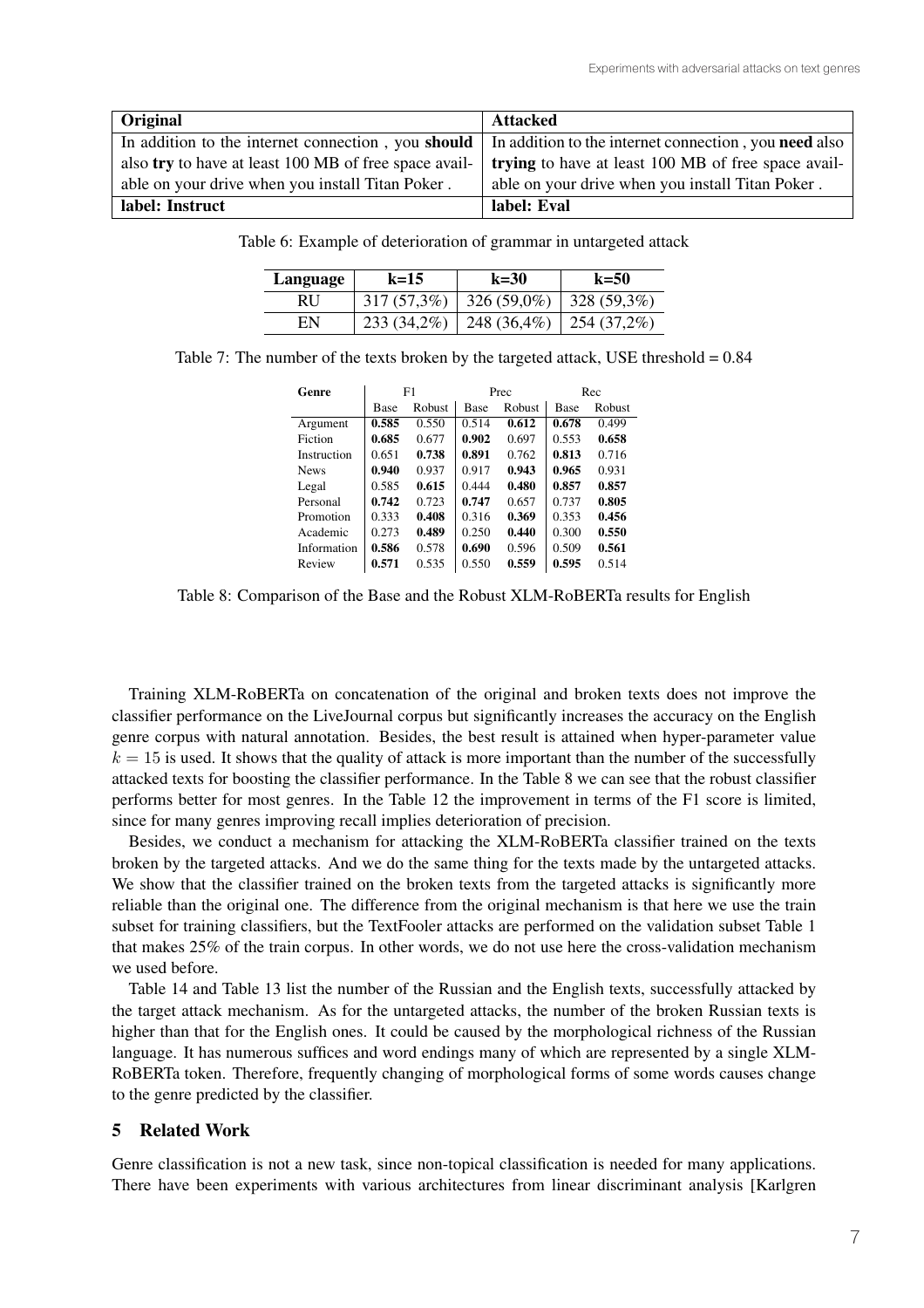| **Original** | **Attacked** |
|---|---|
| In addition to the internet connection , you **should** also **try** to have at least 100 MB of free space available on your drive when you install Titan Poker . | In addition to the internet connection , you **need** also **trying** to have at least 100 MB of free space available on your drive when you install Titan Poker . |
| **label: Instruct** | **label: Eval** |

Table 6: Example of deterioration of grammar in untargeted attack

| **Language** | **k=15** | **k=30** | **k=50** |
|---|---|---|---|
| RU | 317 (57,3%) | 326 (59,0%) | 328 (59,3%) |
| EN | 233 (34,2%) | 248 (36,4%) | 254 (37,2%) |

Table 7: The number of the texts broken by the targeted attack, USE threshold = 0.84

| **Genre** | F1 | | Prec | | Rec | |
|---|---|---|---|---|---|---|
| | Base | Robust | Base | Robust | Base | Robust |
| Argument | **0.585** | 0.550 | 0.514 | **0.612** | **0.678** | 0.499 |
| Fiction | **0.685** | 0.677 | **0.902** | 0.697 | 0.553 | **0.658** |
| Instruction | 0.651 | **0.738** | **0.891** | 0.762 | **0.813** | 0.716 |
| News | **0.940** | 0.937 | 0.917 | **0.943** | **0.965** | 0.931 |
| Legal | 0.585 | **0.615** | 0.444 | **0.480** | **0.857** | **0.857** |
| Personal | **0.742** | 0.723 | **0.747** | 0.657 | 0.737 | **0.805** |
| Promotion | 0.333 | **0.408** | 0.316 | **0.369** | 0.353 | **0.456** |
| Academic | 0.273 | **0.489** | 0.250 | **0.440** | 0.300 | **0.550** |
| Information | **0.586** | 0.578 | **0.690** | 0.596 | 0.509 | **0.561** |
| Review | **0.571** | 0.535 | 0.550 | **0.559** | **0.595** | 0.514 |

Table 8: Comparison of the Base and the Robust XLM-RoBERTa results for English

Training XLM-RoBERTa on concatenation of the original and broken texts does not improve the classifier performance on the LiveJournal corpus but significantly increases the accuracy on the English genre corpus with natural annotation. Besides, the best result is attained when hyper-parameter value $k = 15$ is used. It shows that the quality of attack is more important than the number of the successfully attacked texts for boosting the classifier performance. In the Table 8 we can see that the robust classifier performs better for most genres. In the Table 12 the improvement in terms of the F1 score is limited, since for many genres improving recall implies deterioration of precision.

Besides, we conduct a mechanism for attacking the XLM-RoBERTa classifier trained on the texts broken by the targeted attacks. And we do the same thing for the texts made by the untargeted attacks. We show that the classifier trained on the broken texts from the targeted attacks is significantly more reliable than the original one. The difference from the original mechanism is that here we use the train subset for training classifiers, but the TextFooler attacks are performed on the validation subset Table 1 that makes 25% of the train corpus. In other words, we do not use here the cross-validation mechanism we used before.

Table 14 and Table 13 list the number of the Russian and the English texts, successfully attacked by the target attack mechanism. As for the untargeted attacks, the number of the broken Russian texts is higher than that for the English ones. It could be caused by the morphological richness of the Russian language. It has numerous suffices and word endings many of which are represented by a single XLM-RoBERTa token. Therefore, frequently changing of morphological forms of some words causes change to the genre predicted by the classifier.

## 5 Related Work

Genre classification is not a new task, since non-topical classification is needed for many applications. There have been experiments with various architectures from linear discriminant analysis [Karlgren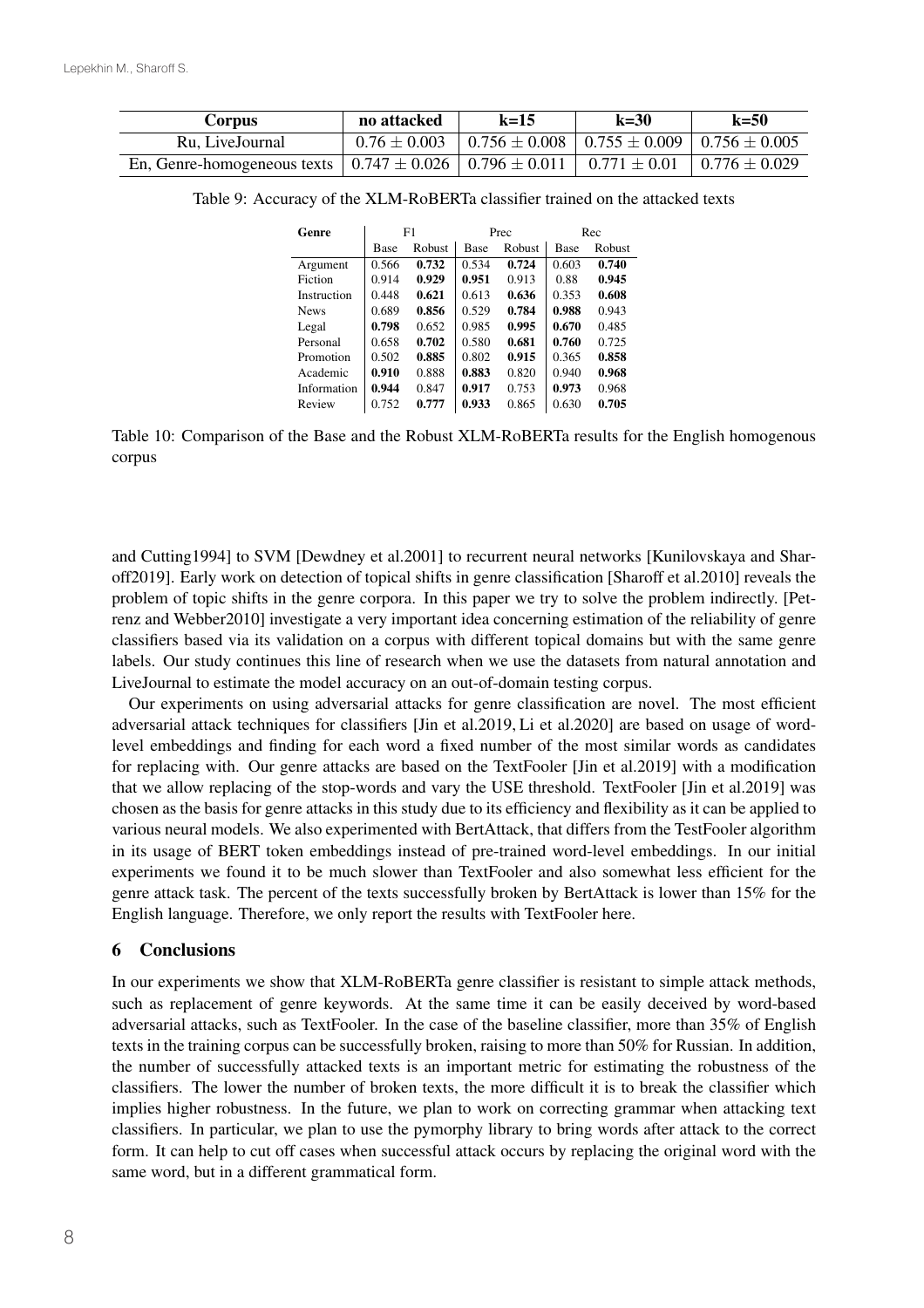| Corpus | no attacked | k=15 | k=30 | k=50 |
|---|---|---|---|---|
| Ru, LiveJournal | $0.76 \pm 0.003$ | $0.756 \pm 0.008$ | $0.755 \pm 0.009$ | $0.756 \pm 0.005$ |
| En, Genre-homogeneous texts | $0.747 \pm 0.026$ | $0.796 \pm 0.011$ | $0.771 \pm 0.01$ | $0.776 \pm 0.029$ |

Table 9: Accuracy of the XLM-RoBERTa classifier trained on the attacked texts

| Genre | F1 | | Prec | | Rec | |
|---|---|---|---|---|---|---|
| | Base | Robust | Base | Robust | Base | Robust |
| Argument | 0.566 | **0.732** | 0.534 | **0.724** | 0.603 | **0.740** |
| Fiction | 0.914 | **0.929** | **0.951** | 0.913 | 0.88 | **0.945** |
| Instruction | 0.448 | **0.621** | 0.613 | **0.636** | 0.353 | **0.608** |
| News | 0.689 | **0.856** | 0.529 | **0.784** | **0.988** | 0.943 |
| Legal | **0.798** | 0.652 | 0.985 | **0.995** | **0.670** | 0.485 |
| Personal | 0.658 | **0.702** | 0.580 | **0.681** | **0.760** | 0.725 |
| Promotion | 0.502 | **0.885** | 0.802 | **0.915** | 0.365 | **0.858** |
| Academic | **0.910** | 0.888 | **0.883** | 0.820 | 0.940 | **0.968** |
| Information | **0.944** | 0.847 | **0.917** | 0.753 | **0.973** | 0.968 |
| Review | 0.752 | **0.777** | **0.933** | 0.865 | 0.630 | **0.705** |

Table 10: Comparison of the Base and the Robust XLM-RoBERTa results for the English homogenous corpus

and Cutting1994] to SVM [Dewdney et al.2001] to recurrent neural networks [Kunilovskaya and Sharoff2019]. Early work on detection of topical shifts in genre classification [Sharoff et al.2010] reveals the problem of topic shifts in the genre corpora. In this paper we try to solve the problem indirectly. [Petrenz and Webber2010] investigate a very important idea concerning estimation of the reliability of genre classifiers based via its validation on a corpus with different topical domains but with the same genre labels. Our study continues this line of research when we use the datasets from natural annotation and LiveJournal to estimate the model accuracy on an out-of-domain testing corpus.

Our experiments on using adversarial attacks for genre classification are novel. The most efficient adversarial attack techniques for classifiers [Jin et al.2019, Li et al.2020] are based on usage of word-level embeddings and finding for each word a fixed number of the most similar words as candidates for replacing with. Our genre attacks are based on the TextFooler [Jin et al.2019] with a modification that we allow replacing of the stop-words and vary the USE threshold. TextFooler [Jin et al.2019] was chosen as the basis for genre attacks in this study due to its efficiency and flexibility as it can be applied to various neural models. We also experimented with BertAttack, that differs from the TestFooler algorithm in its usage of BERT token embeddings instead of pre-trained word-level embeddings. In our initial experiments we found it to be much slower than TextFooler and also somewhat less efficient for the genre attack task. The percent of the texts successfully broken by BertAttack is lower than 15% for the English language. Therefore, we only report the results with TextFooler here.

## 6 Conclusions

In our experiments we show that XLM-RoBERTa genre classifier is resistant to simple attack methods, such as replacement of genre keywords. At the same time it can be easily deceived by word-based adversarial attacks, such as TextFooler. In the case of the baseline classifier, more than 35% of English texts in the training corpus can be successfully broken, raising to more than 50% for Russian. In addition, the number of successfully attacked texts is an important metric for estimating the robustness of the classifiers. The lower the number of broken texts, the more difficult it is to break the classifier which implies higher robustness. In the future, we plan to work on correcting grammar when attacking text classifiers. In particular, we plan to use the pymorphy library to bring words after attack to the correct form. It can help to cut off cases when successful attack occurs by replacing the original word with the same word, but in a different grammatical form.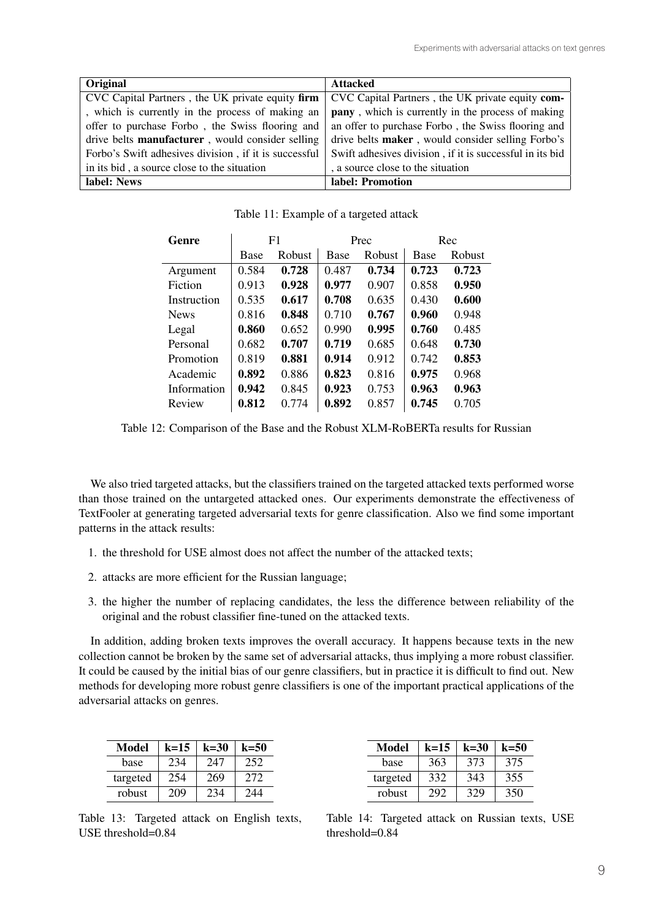| Original | Attacked |
| --- | --- |
| CVC Capital Partners , the UK private equity **firm** , which is currently in the process of making an offer to purchase Forbo , the Swiss flooring and drive belts **manufacturer** , would consider selling Forbo's Swift adhesives division , if it is successful in its bid , a source close to the situation | CVC Capital Partners , the UK private equity **company** , which is currently in the process of making an offer to purchase Forbo , the Swiss flooring and drive belts **maker** , would consider selling Forbo's Swift adhesives division , if it is successful in its bid , a source close to the situation |
| **label: News** | **label: Promotion** |

Table 11: Example of a targeted attack

| Genre | F1 | | Prec | | Rec | |
| --- | --- | --- | --- | --- | --- | --- |
| | Base | Robust | Base | Robust | Base | Robust |
| Argument | 0.584 | **0.728** | 0.487 | **0.734** | **0.723** | **0.723** |
| Fiction | 0.913 | **0.928** | **0.977** | 0.907 | 0.858 | **0.950** |
| Instruction | 0.535 | **0.617** | **0.708** | 0.635 | 0.430 | **0.600** |
| News | 0.816 | **0.848** | 0.710 | **0.767** | **0.960** | 0.948 |
| Legal | **0.860** | 0.652 | 0.990 | **0.995** | **0.760** | 0.485 |
| Personal | 0.682 | **0.707** | **0.719** | 0.685 | 0.648 | **0.730** |
| Promotion | 0.819 | **0.881** | **0.914** | 0.912 | 0.742 | **0.853** |
| Academic | **0.892** | 0.886 | **0.823** | 0.816 | **0.975** | 0.968 |
| Information | **0.942** | 0.845 | **0.923** | 0.753 | **0.963** | **0.963** |
| Review | **0.812** | 0.774 | **0.892** | 0.857 | **0.745** | 0.705 |

Table 12: Comparison of the Base and the Robust XLM-RoBERTa results for Russian

We also tried targeted attacks, but the classifiers trained on the targeted attacked texts performed worse than those trained on the untargeted attacked ones. Our experiments demonstrate the effectiveness of TextFooler at generating targeted adversarial texts for genre classification. Also we find some important patterns in the attack results:

1. the threshold for USE almost does not affect the number of the attacked texts;
2. attacks are more efficient for the Russian language;
3. the higher the number of replacing candidates, the less the difference between reliability of the original and the robust classifier fine-tuned on the attacked texts.

In addition, adding broken texts improves the overall accuracy. It happens because texts in the new collection cannot be broken by the same set of adversarial attacks, thus implying a more robust classifier. It could be caused by the initial bias of our genre classifiers, but in practice it is difficult to find out. New methods for developing more robust genre classifiers is one of the important practical applications of the adversarial attacks on genres.

| Model | k=15 | k=30 | k=50 |
| --- | --- | --- | --- |
| base | 234 | 247 | 252 |
| targeted | 254 | 269 | 272 |
| robust | 209 | 234 | 244 |

Table 13: Targeted attack on English texts, USE threshold=0.84

| Model | k=15 | k=30 | k=50 |
| --- | --- | --- | --- |
| base | 363 | 373 | 375 |
| targeted | 332 | 343 | 355 |
| robust | 292 | 329 | 350 |

Table 14: Targeted attack on Russian texts, USE threshold=0.84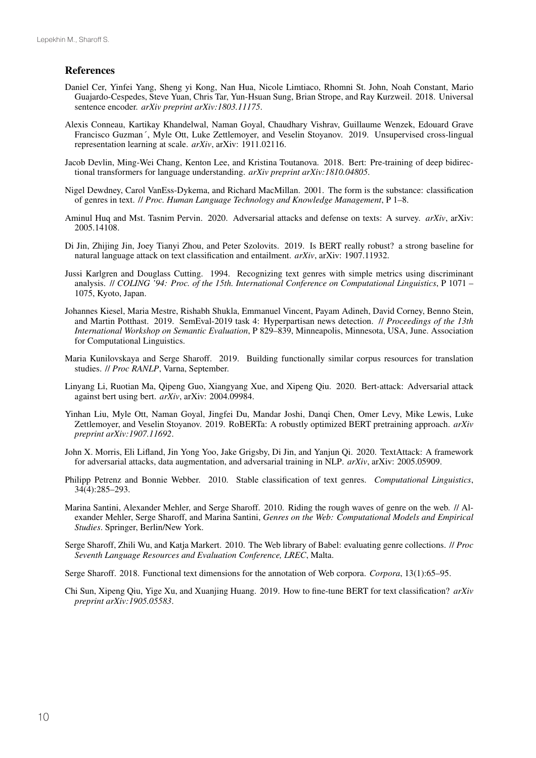## References

Daniel Cer, Yinfei Yang, Sheng yi Kong, Nan Hua, Nicole Limtiaco, Rhomni St. John, Noah Constant, Mario Guajardo-Cespedes, Steve Yuan, Chris Tar, Yun-Hsuan Sung, Brian Strope, and Ray Kurzweil. 2018. Universal sentence encoder. *arXiv preprint arXiv:1803.11175*.

Alexis Conneau, Kartikay Khandelwal, Naman Goyal, Chaudhary Vishrav, Guillaume Wenzek, Edouard Grave Francisco Guzman´, Myle Ott, Luke Zettlemoyer, and Veselin Stoyanov. 2019. Unsupervised cross-lingual representation learning at scale. *arXiv*, arXiv: 1911.02116.

Jacob Devlin, Ming-Wei Chang, Kenton Lee, and Kristina Toutanova. 2018. Bert: Pre-training of deep bidirectional transformers for language understanding. *arXiv preprint arXiv:1810.04805*.

Nigel Dewdney, Carol VanEss-Dykema, and Richard MacMillan. 2001. The form is the substance: classification of genres in text. // *Proc. Human Language Technology and Knowledge Management*, P 1–8.

Aminul Huq and Mst. Tasnim Pervin. 2020. Adversarial attacks and defense on texts: A survey. *arXiv*, arXiv: 2005.14108.

Di Jin, Zhijing Jin, Joey Tianyi Zhou, and Peter Szolovits. 2019. Is BERT really robust? a strong baseline for natural language attack on text classification and entailment. *arXiv*, arXiv: 1907.11932.

Jussi Karlgren and Douglass Cutting. 1994. Recognizing text genres with simple metrics using discriminant analysis. // *COLING '94: Proc. of the 15th. International Conference on Computational Linguistics*, P 1071 – 1075, Kyoto, Japan.

Johannes Kiesel, Maria Mestre, Rishabh Shukla, Emmanuel Vincent, Payam Adineh, David Corney, Benno Stein, and Martin Potthast. 2019. SemEval-2019 task 4: Hyperpartisan news detection. // *Proceedings of the 13th International Workshop on Semantic Evaluation*, P 829–839, Minneapolis, Minnesota, USA, June. Association for Computational Linguistics.

Maria Kunilovskaya and Serge Sharoff. 2019. Building functionally similar corpus resources for translation studies. // *Proc RANLP*, Varna, September.

Linyang Li, Ruotian Ma, Qipeng Guo, Xiangyang Xue, and Xipeng Qiu. 2020. Bert-attack: Adversarial attack against bert using bert. *arXiv*, arXiv: 2004.09984.

Yinhan Liu, Myle Ott, Naman Goyal, Jingfei Du, Mandar Joshi, Danqi Chen, Omer Levy, Mike Lewis, Luke Zettlemoyer, and Veselin Stoyanov. 2019. RoBERTa: A robustly optimized BERT pretraining approach. *arXiv preprint arXiv:1907.11692*.

John X. Morris, Eli Lifland, Jin Yong Yoo, Jake Grigsby, Di Jin, and Yanjun Qi. 2020. TextAttack: A framework for adversarial attacks, data augmentation, and adversarial training in NLP. *arXiv*, arXiv: 2005.05909.

Philipp Petrenz and Bonnie Webber. 2010. Stable classification of text genres. *Computational Linguistics*, 34(4):285–293.

Marina Santini, Alexander Mehler, and Serge Sharoff. 2010. Riding the rough waves of genre on the web. // Alexander Mehler, Serge Sharoff, and Marina Santini, *Genres on the Web: Computational Models and Empirical Studies*. Springer, Berlin/New York.

Serge Sharoff, Zhili Wu, and Katja Markert. 2010. The Web library of Babel: evaluating genre collections. // *Proc Seventh Language Resources and Evaluation Conference, LREC*, Malta.

Serge Sharoff. 2018. Functional text dimensions for the annotation of Web corpora. *Corpora*, 13(1):65–95.

Chi Sun, Xipeng Qiu, Yige Xu, and Xuanjing Huang. 2019. How to fine-tune BERT for text classification? *arXiv preprint arXiv:1905.05583*.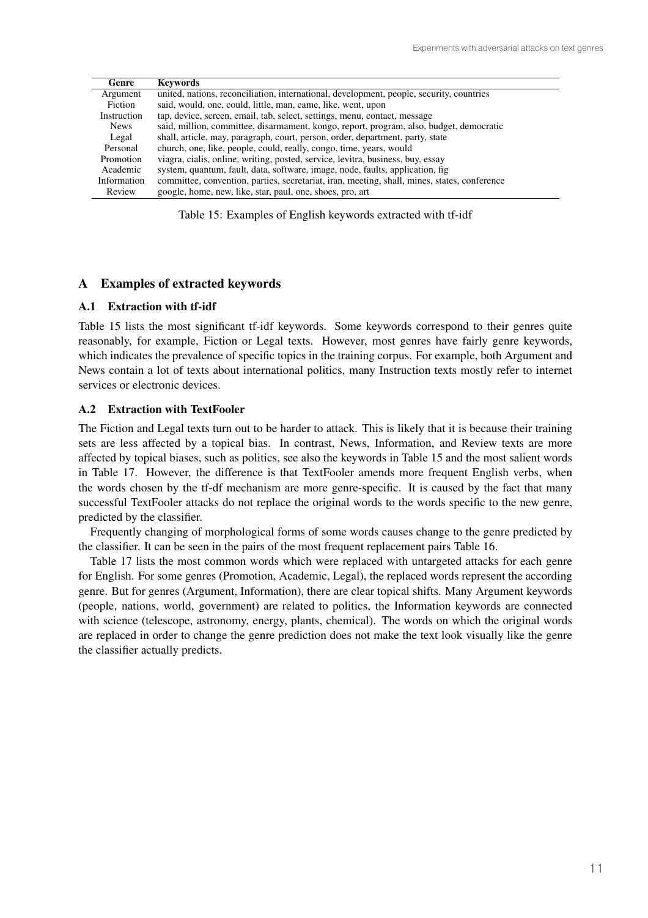| Genre | Keywords |
|---|---|
| Argument | united, nations, reconciliation, international, development, people, security, countries |
| Fiction | said, would, one, could, little, man, came, like, went, upon |
| Instruction | tap, device, screen, email, tab, select, settings, menu, contact, message |
| News | said, million, committee, disarmament, kongo, report, program, also, budget, democratic |
| Legal | shall, article, may, paragraph, court, person, order, department, party, state |
| Personal | church, one, like, people, could, really, congo, time, years, would |
| Promotion | viagra, cialis, online, writing, posted, service, levitra, business, buy, essay |
| Academic | system, quantum, fault, data, software, image, node, faults, application, fig |
| Information | committee, convention, parties, secretariat, iran, meeting, shall, mines, states, conference |
| Review | google, home, new, like, star, paul, one, shoes, pro, art |

Table 15: Examples of English keywords extracted with tf-idf

## A Examples of extracted keywords

### A.1 Extraction with tf-idf

Table 15 lists the most significant tf-idf keywords. Some keywords correspond to their genres quite reasonably, for example, Fiction or Legal texts. However, most genres have fairly genre keywords, which indicates the prevalence of specific topics in the training corpus. For example, both Argument and News contain a lot of texts about international politics, many Instruction texts mostly refer to internet services or electronic devices.

### A.2 Extraction with TextFooler

The Fiction and Legal texts turn out to be harder to attack. This is likely that it is because their training sets are less affected by a topical bias. In contrast, News, Information, and Review texts are more affected by topical biases, such as politics, see also the keywords in Table 15 and the most salient words in Table 17. However, the difference is that TextFooler amends more frequent English verbs, when the words chosen by the tf-df mechanism are more genre-specific. It is caused by the fact that many successful TextFooler attacks do not replace the original words to the words specific to the new genre, predicted by the classifier.

Frequently changing of morphological forms of some words causes change to the genre predicted by the classifier. It can be seen in the pairs of the most frequent replacement pairs Table 16.

Table 17 lists the most common words which were replaced with untargeted attacks for each genre for English. For some genres (Promotion, Academic, Legal), the replaced words represent the according genre. But for genres (Argument, Information), there are clear topical shifts. Many Argument keywords (people, nations, world, government) are related to politics, the Information keywords are connected with science (telescope, astronomy, energy, plants, chemical). The words on which the original words are replaced in order to change the genre prediction does not make the text look visually like the genre the classifier actually predicts.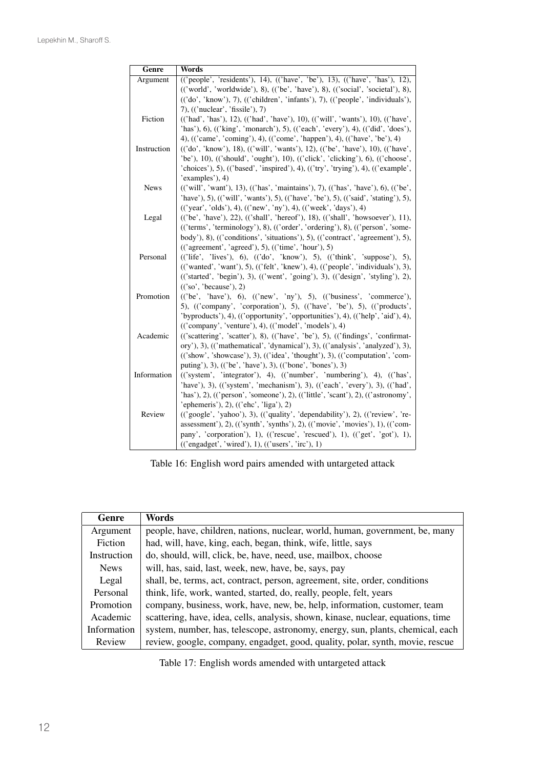| Genre | Words |
|---|---|
| Argument | (('people', 'residents'), 14), (('have', 'be'), 13), (('have', 'has'), 12), (('world', 'worldwide'), 8), (('be', 'have'), 8), (('social', 'societal'), 8), (('do', 'know'), 7), (('children', 'infants'), 7), (('people', 'individuals'), 7), (('nuclear', 'fissile'), 7) |
| Fiction | (('had', 'has'), 12), (('had', 'have'), 10), (('will', 'wants'), 10), (('have', 'has'), 6), (('king', 'monarch'), 5), (('each', 'every'), 4), (('did', 'does'), 4), (('came', 'coming'), 4), (('come', 'happen'), 4), (('have', 'be'), 4) |
| Instruction | (('do', 'know'), 18), (('will', 'wants'), 12), (('be', 'have'), 10), (('have', 'be'), 10), (('should', 'ought'), 10), (('click', 'clicking'), 6), (('choose', 'choices'), 5), (('based', 'inspired'), 4), (('try', 'trying'), 4), (('example', 'examples'), 4) |
| News | (('will', 'want'), 13), (('has', 'maintains'), 7), (('has', 'have'), 6), (('be', 'have'), 5), (('will', 'wants'), 5), (('have', 'be'), 5), (('said', 'stating'), 5), (('year', 'olds'), 4), (('new', 'ny'), 4), (('week', 'days'), 4) |
| Legal | (('be', 'have'), 22), (('shall', 'hereof'), 18), (('shall', 'howsoever'), 11), (('terms', 'terminology'), 8), (('order', 'ordering'), 8), (('person', 'somebody'), 8), (('conditions', 'situations'), 5), (('contract', 'agreement'), 5), (('agreement', 'agreed'), 5), (('time', 'hour'), 5) |
| Personal | (('life', 'lives'), 6), (('do', 'know'), 5), (('think', 'suppose'), 5), (('wanted', 'want'), 5), (('felt', 'knew'), 4), (('people', 'individuals'), 3), (('started', 'begin'), 3), (('went', 'going'), 3), (('design', 'styling'), 2), (('so', 'because'), 2) |
| Promotion | (('be', 'have'), 6), (('new', 'ny'), 5), (('business', 'commerce'), 5), (('company', 'corporation'), 5), (('have', 'be'), 5), (('products', 'byproducts'), 4), (('opportunity', 'opportunities'), 4), (('help', 'aid'), 4), (('company', 'venture'), 4), (('model', 'models'), 4) |
| Academic | (('scattering', 'scatter'), 8), (('have', 'be'), 5), (('findings', 'confirmatory'), 3), (('mathematical', 'dynamical'), 3), (('analysis', 'analyzed'), 3), (('show', 'showcase'), 3), (('idea', 'thought'), 3), (('computation', 'computing'), 3), (('be', 'have'), 3), (('bone', 'bones'), 3) |
| Information | (('system', 'integrator'), 4), (('number', 'numbering'), 4), (('has', 'have'), 3), (('system', 'mechanism'), 3), (('each', 'every'), 3), (('had', 'has'), 2), (('person', 'someone'), 2), (('little', 'scant'), 2), (('astronomy', 'ephemeris'), 2), (('ehc', 'liga'), 2) |
| Review | (('google', 'yahoo'), 3), (('quality', 'dependability'), 2), (('review', 'reassessment'), 2), (('synth', 'synths'), 2), (('movie', 'movies'), 1), (('company', 'corporation'), 1), (('rescue', 'rescued'), 1), (('get', 'got'), 1), (('engadget', 'wired'), 1), (('users', 'irc'), 1) |

Table 16: English word pairs amended with untargeted attack

| Genre | Words |
|---|---|
| Argument | people, have, children, nations, nuclear, world, human, government, be, many |
| Fiction | had, will, have, king, each, began, think, wife, little, says |
| Instruction | do, should, will, click, be, have, need, use, mailbox, choose |
| News | will, has, said, last, week, new, have, be, says, pay |
| Legal | shall, be, terms, act, contract, person, agreement, site, order, conditions |
| Personal | think, life, work, wanted, started, do, really, people, felt, years |
| Promotion | company, business, work, have, new, be, help, information, customer, team |
| Academic | scattering, have, idea, cells, analysis, shown, kinase, nuclear, equations, time |
| Information | system, number, has, telescope, astronomy, energy, sun, plants, chemical, each |
| Review | review, google, company, engadget, good, quality, polar, synth, movie, rescue |

Table 17: English words amended with untargeted attack